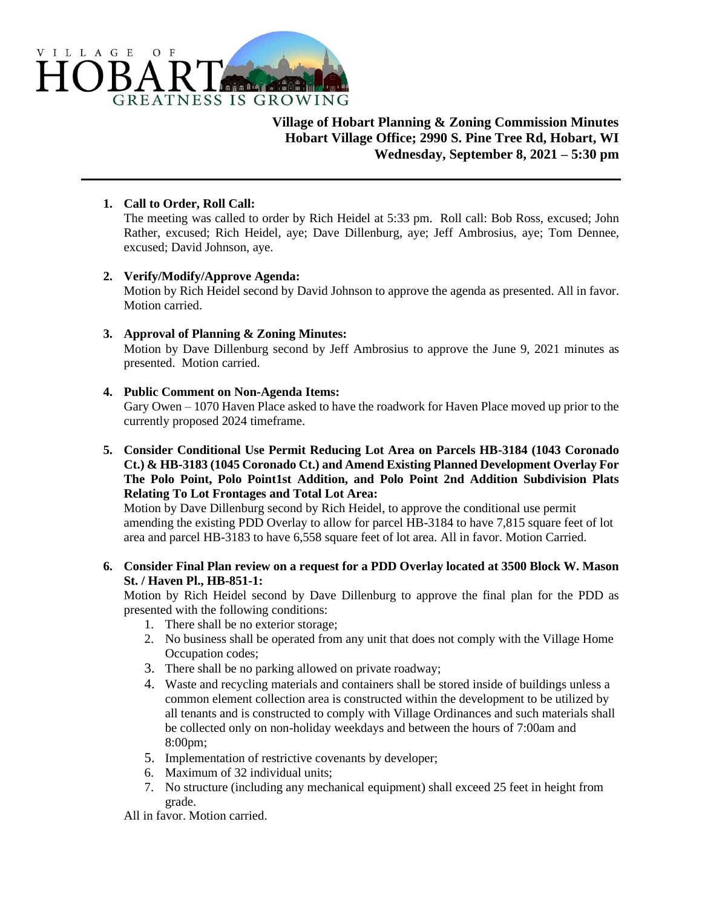VILLAGE OF HOBART GREATNESS IS GROWING

**Village of Hobart Planning & Zoning Commission Minutes**
**Hobart Village Office; 2990 S. Pine Tree Rd, Hobart, WI**
**Wednesday, September 8, 2021 – 5:30 pm**

1. **Call to Order, Roll Call:**
   The meeting was called to order by Rich Heidel at 5:33 pm. Roll call: Bob Ross, excused; John Rather, excused; Rich Heidel, aye; Dave Dillenburg, aye; Jeff Ambrosius, aye; Tom Dennee, excused; David Johnson, aye.

2. **Verify/Modify/Approve Agenda:**
   Motion by Rich Heidel second by David Johnson to approve the agenda as presented. All in favor. Motion carried.

3. **Approval of Planning & Zoning Minutes:**
   Motion by Dave Dillenburg second by Jeff Ambrosius to approve the June 9, 2021 minutes as presented. Motion carried.

4. **Public Comment on Non-Agenda Items:**
   Gary Owen – 1070 Haven Place asked to have the roadwork for Haven Place moved up prior to the currently proposed 2024 timeframe.

5. **Consider Conditional Use Permit Reducing Lot Area on Parcels HB-3184 (1043 Coronado Ct.) & HB-3183 (1045 Coronado Ct.) and Amend Existing Planned Development Overlay For The Polo Point, Polo Point1st Addition, and Polo Point 2nd Addition Subdivision Plats Relating To Lot Frontages and Total Lot Area:**
   Motion by Dave Dillenburg second by Rich Heidel, to approve the conditional use permit amending the existing PDD Overlay to allow for parcel HB-3184 to have 7,815 square feet of lot area and parcel HB-3183 to have 6,558 square feet of lot area. All in favor. Motion Carried.

6. **Consider Final Plan review on a request for a PDD Overlay located at 3500 Block W. Mason St. / Haven Pl., HB-851-1:**
   Motion by Rich Heidel second by Dave Dillenburg to approve the final plan for the PDD as presented with the following conditions:
   1. There shall be no exterior storage;
   2. No business shall be operated from any unit that does not comply with the Village Home Occupation codes;
   3. There shall be no parking allowed on private roadway;
   4. Waste and recycling materials and containers shall be stored inside of buildings unless a common element collection area is constructed within the development to be utilized by all tenants and is constructed to comply with Village Ordinances and such materials shall be collected only on non-holiday weekdays and between the hours of 7:00am and 8:00pm;
   5. Implementation of restrictive covenants by developer;
   6. Maximum of 32 individual units;
   7. No structure (including any mechanical equipment) shall exceed 25 feet in height from grade.

   All in favor. Motion carried.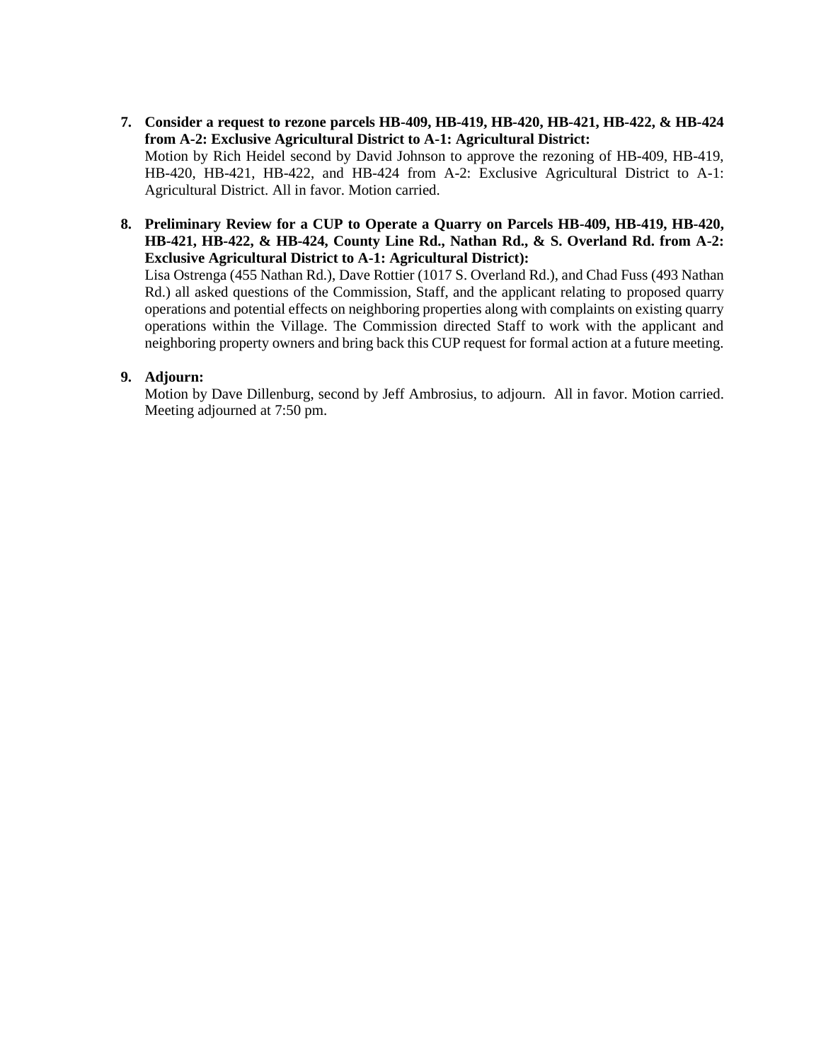7. **Consider a request to rezone parcels HB-409, HB-419, HB-420, HB-421, HB-422, & HB-424 from A-2: Exclusive Agricultural District to A-1: Agricultural District:**
   Motion by Rich Heidel second by David Johnson to approve the rezoning of HB-409, HB-419, HB-420, HB-421, HB-422, and HB-424 from A-2: Exclusive Agricultural District to A-1: Agricultural District. All in favor. Motion carried.

8. **Preliminary Review for a CUP to Operate a Quarry on Parcels HB-409, HB-419, HB-420, HB-421, HB-422, & HB-424, County Line Rd., Nathan Rd., & S. Overland Rd. from A-2: Exclusive Agricultural District to A-1: Agricultural District):**
   Lisa Ostrenga (455 Nathan Rd.), Dave Rottier (1017 S. Overland Rd.), and Chad Fuss (493 Nathan Rd.) all asked questions of the Commission, Staff, and the applicant relating to proposed quarry operations and potential effects on neighboring properties along with complaints on existing quarry operations within the Village. The Commission directed Staff to work with the applicant and neighboring property owners and bring back this CUP request for formal action at a future meeting.

9. **Adjourn:**
   Motion by Dave Dillenburg, second by Jeff Ambrosius, to adjourn. All in favor. Motion carried. Meeting adjourned at 7:50 pm.